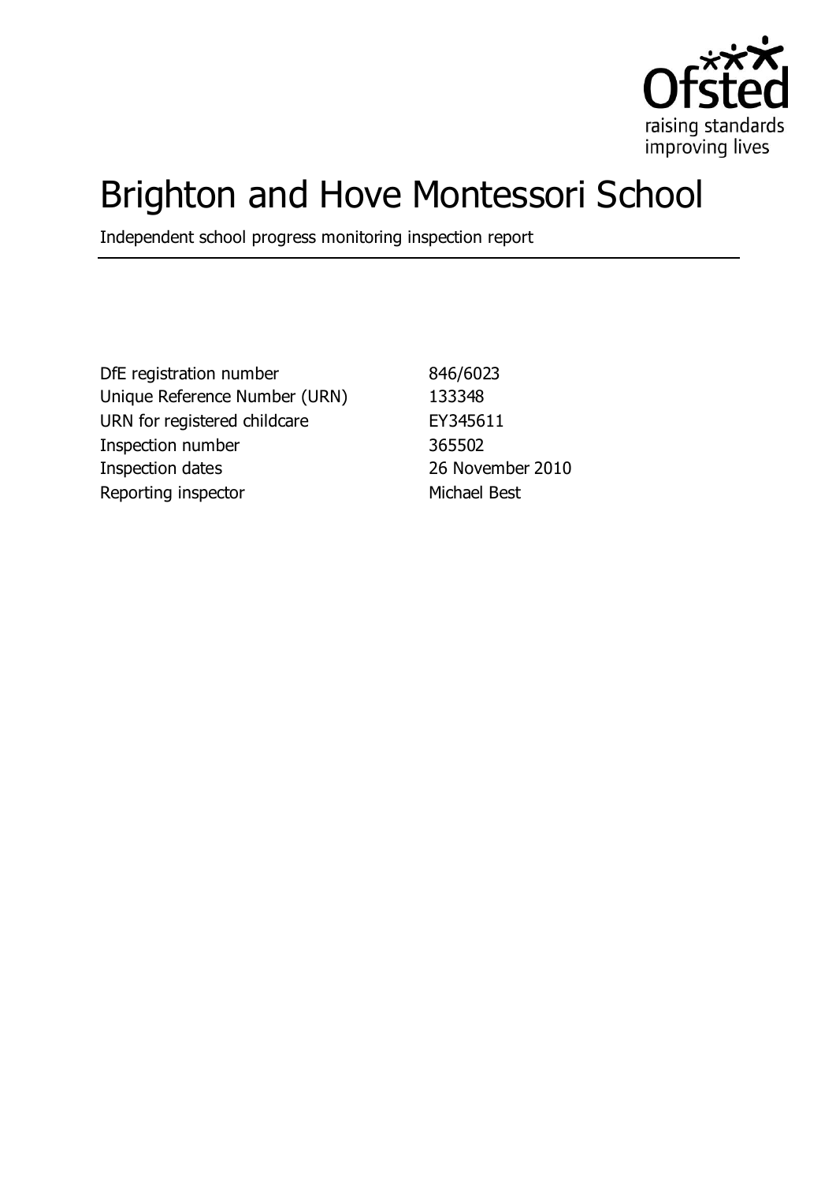Ofsted
raising standards
improving lives

# Brighton and Hove Montessori School

Independent school progress monitoring inspection report

| | |
|---|---|
| DfE registration number | 846/6023 |
| Unique Reference Number (URN) | 133348 |
| URN for registered childcare | EY345611 |
| Inspection number | 365502 |
| Inspection dates | 26 November 2010 |
| Reporting inspector | Michael Best |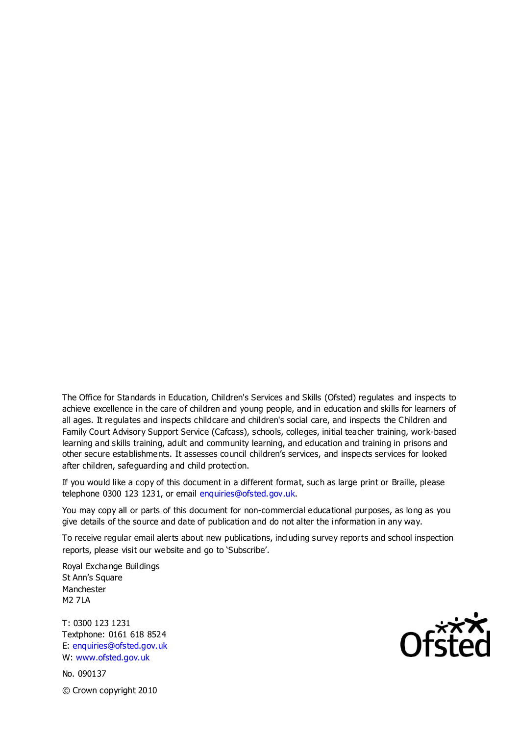The Office for Standards in Education, Children's Services and Skills (Ofsted) regulates and inspects to achieve excellence in the care of children and young people, and in education and skills for learners of all ages. It regulates and inspects childcare and children's social care, and inspects the Children and Family Court Advisory Support Service (Cafcass), schools, colleges, initial teacher training, work-based learning and skills training, adult and community learning, and education and training in prisons and other secure establishments. It assesses council children's services, and inspects services for looked after children, safeguarding and child protection.

If you would like a copy of this document in a different format, such as large print or Braille, please telephone 0300 123 1231, or email enquiries@ofsted.gov.uk.

You may copy all or parts of this document for non-commercial educational purposes, as long as you give details of the source and date of publication and do not alter the information in any way.

To receive regular email alerts about new publications, including survey reports and school inspection reports, please visit our website and go to 'Subscribe'.

Royal Exchange Buildings
St Ann's Square
Manchester
M2 7LA

T: 0300 123 1231
Textphone: 0161 618 8524
E: enquiries@ofsted.gov.uk
W: www.ofsted.gov.uk

No. 090137

© Crown copyright 2010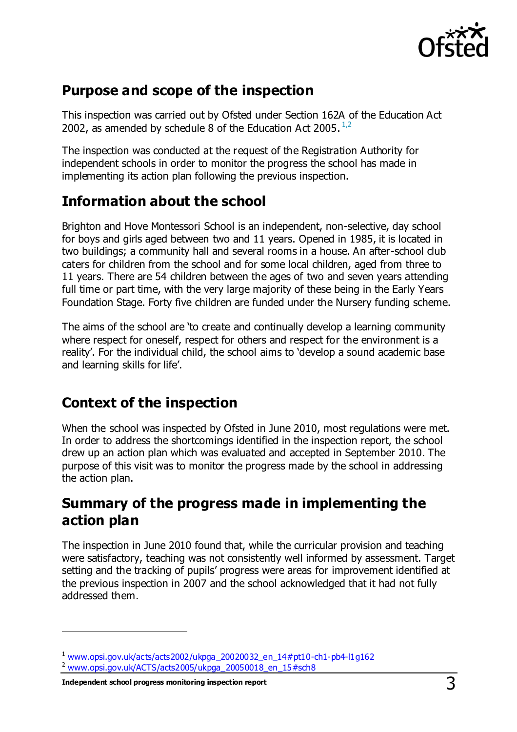## Purpose and scope of the inspection

This inspection was carried out by Ofsted under Section 162A of the Education Act 2002, as amended by schedule 8 of the Education Act 2005. [1,2]

The inspection was conducted at the request of the Registration Authority for independent schools in order to monitor the progress the school has made in implementing its action plan following the previous inspection.

## Information about the school

Brighton and Hove Montessori School is an independent, non-selective, day school for boys and girls aged between two and 11 years. Opened in 1985, it is located in two buildings; a community hall and several rooms in a house. An after-school club caters for children from the school and for some local children, aged from three to 11 years. There are 54 children between the ages of two and seven years attending full time or part time, with the very large majority of these being in the Early Years Foundation Stage. Forty five children are funded under the Nursery funding scheme.

The aims of the school are 'to create and continually develop a learning community where respect for oneself, respect for others and respect for the environment is a reality'. For the individual child, the school aims to 'develop a sound academic base and learning skills for life'.

## Context of the inspection

When the school was inspected by Ofsted in June 2010, most regulations were met. In order to address the shortcomings identified in the inspection report, the school drew up an action plan which was evaluated and accepted in September 2010. The purpose of this visit was to monitor the progress made by the school in addressing the action plan.

## Summary of the progress made in implementing the action plan

The inspection in June 2010 found that, while the curricular provision and teaching were satisfactory, teaching was not consistently well informed by assessment. Target setting and the tracking of pupils' progress were areas for improvement identified at the previous inspection in 2007 and the school acknowledged that it had not fully addressed them.

[1] www.opsi.gov.uk/acts/acts2002/ukpga_20020032_en_14#pt10-ch1-pb4-l1g162
[2] www.opsi.gov.uk/ACTS/acts2005/ukpga_20050018_en_15#sch8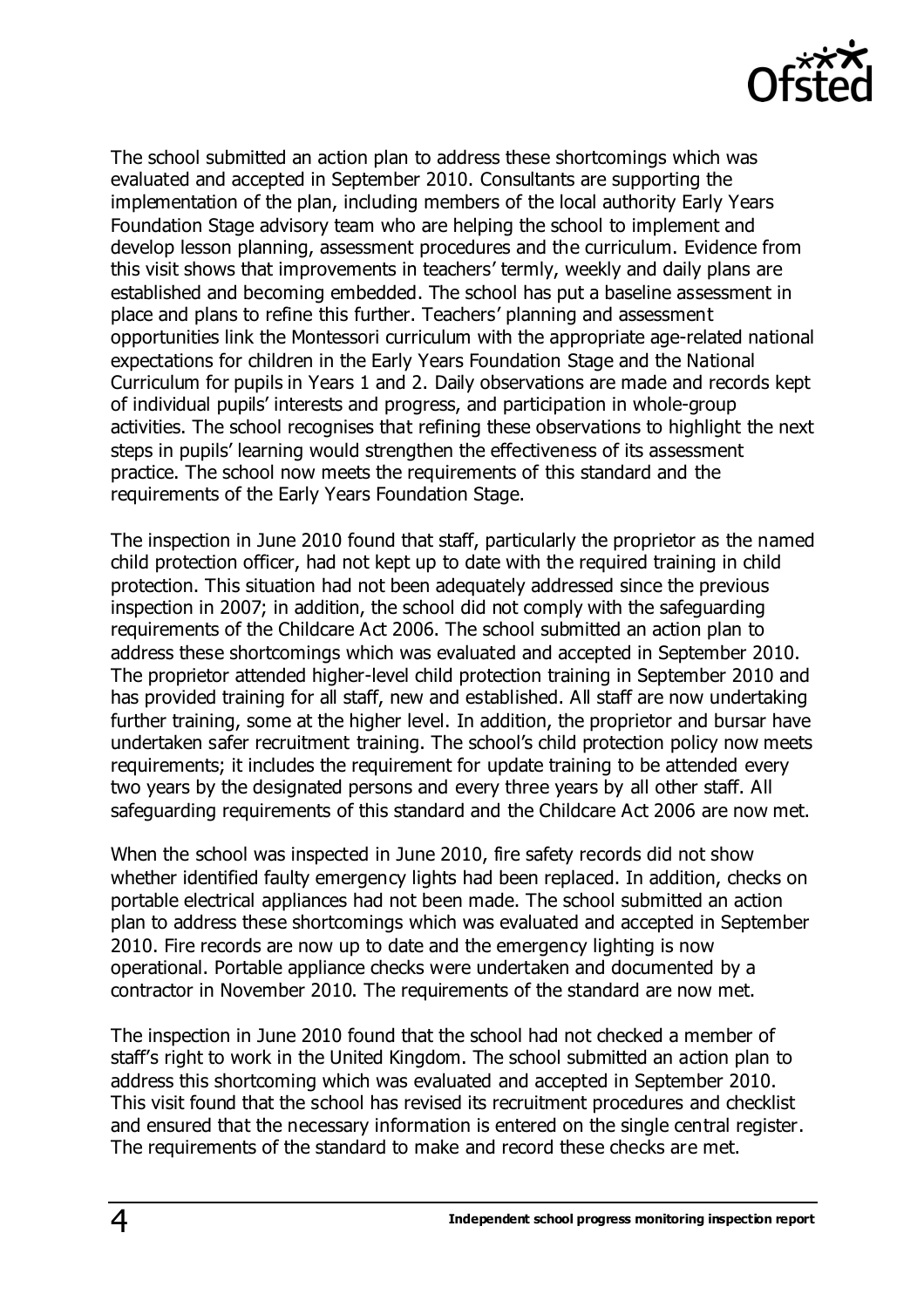The school submitted an action plan to address these shortcomings which was evaluated and accepted in September 2010. Consultants are supporting the implementation of the plan, including members of the local authority Early Years Foundation Stage advisory team who are helping the school to implement and develop lesson planning, assessment procedures and the curriculum. Evidence from this visit shows that improvements in teachers' termly, weekly and daily plans are established and becoming embedded. The school has put a baseline assessment in place and plans to refine this further. Teachers' planning and assessment opportunities link the Montessori curriculum with the appropriate age-related national expectations for children in the Early Years Foundation Stage and the National Curriculum for pupils in Years 1 and 2. Daily observations are made and records kept of individual pupils' interests and progress, and participation in whole-group activities. The school recognises that refining these observations to highlight the next steps in pupils' learning would strengthen the effectiveness of its assessment practice. The school now meets the requirements of this standard and the requirements of the Early Years Foundation Stage.

The inspection in June 2010 found that staff, particularly the proprietor as the named child protection officer, had not kept up to date with the required training in child protection. This situation had not been adequately addressed since the previous inspection in 2007; in addition, the school did not comply with the safeguarding requirements of the Childcare Act 2006. The school submitted an action plan to address these shortcomings which was evaluated and accepted in September 2010. The proprietor attended higher-level child protection training in September 2010 and has provided training for all staff, new and established. All staff are now undertaking further training, some at the higher level. In addition, the proprietor and bursar have undertaken safer recruitment training. The school's child protection policy now meets requirements; it includes the requirement for update training to be attended every two years by the designated persons and every three years by all other staff. All safeguarding requirements of this standard and the Childcare Act 2006 are now met.

When the school was inspected in June 2010, fire safety records did not show whether identified faulty emergency lights had been replaced. In addition, checks on portable electrical appliances had not been made. The school submitted an action plan to address these shortcomings which was evaluated and accepted in September 2010. Fire records are now up to date and the emergency lighting is now operational. Portable appliance checks were undertaken and documented by a contractor in November 2010. The requirements of the standard are now met.

The inspection in June 2010 found that the school had not checked a member of staff's right to work in the United Kingdom. The school submitted an action plan to address this shortcoming which was evaluated and accepted in September 2010. This visit found that the school has revised its recruitment procedures and checklist and ensured that the necessary information is entered on the single central register. The requirements of the standard to make and record these checks are met.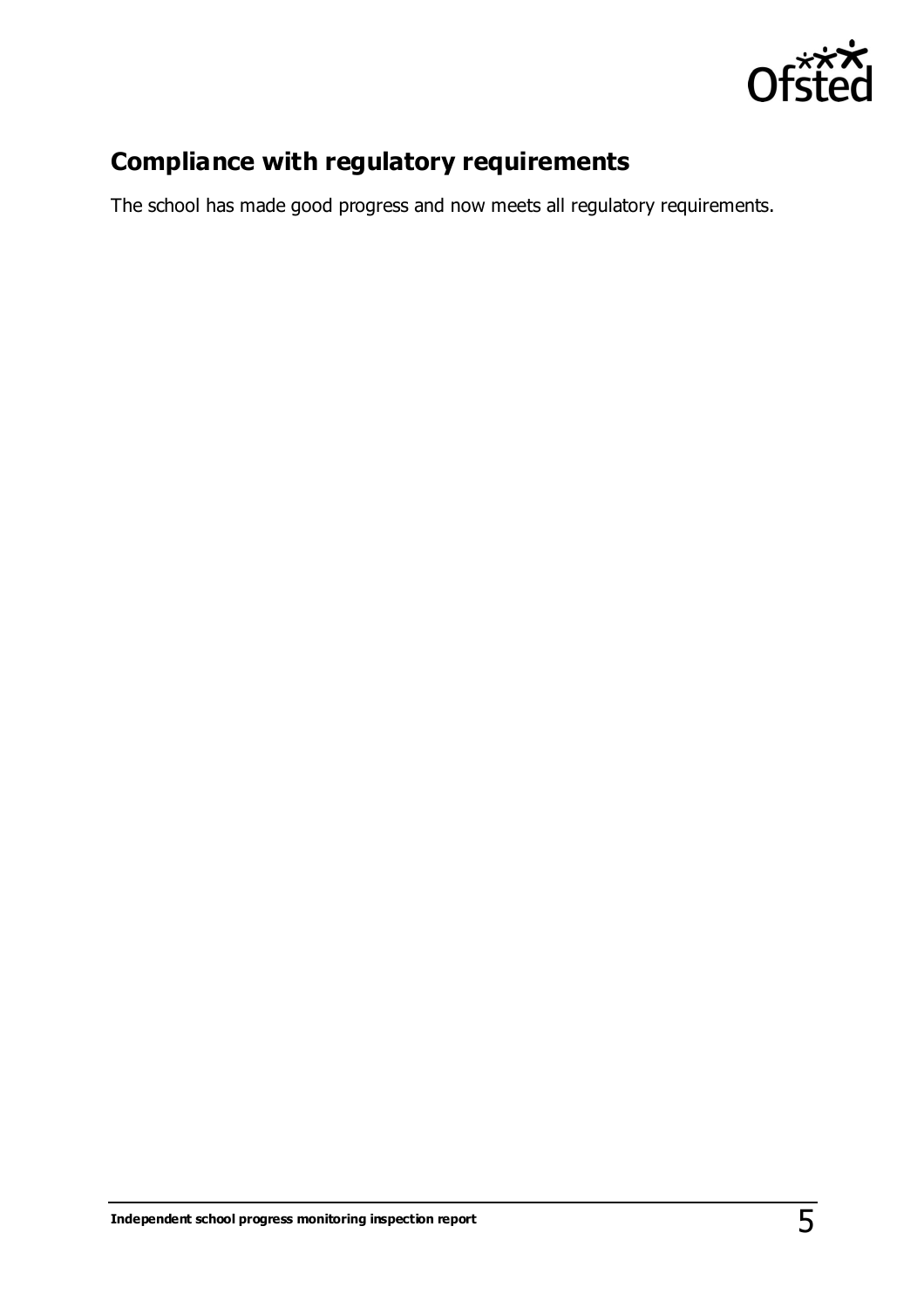## Compliance with regulatory requirements

The school has made good progress and now meets all regulatory requirements.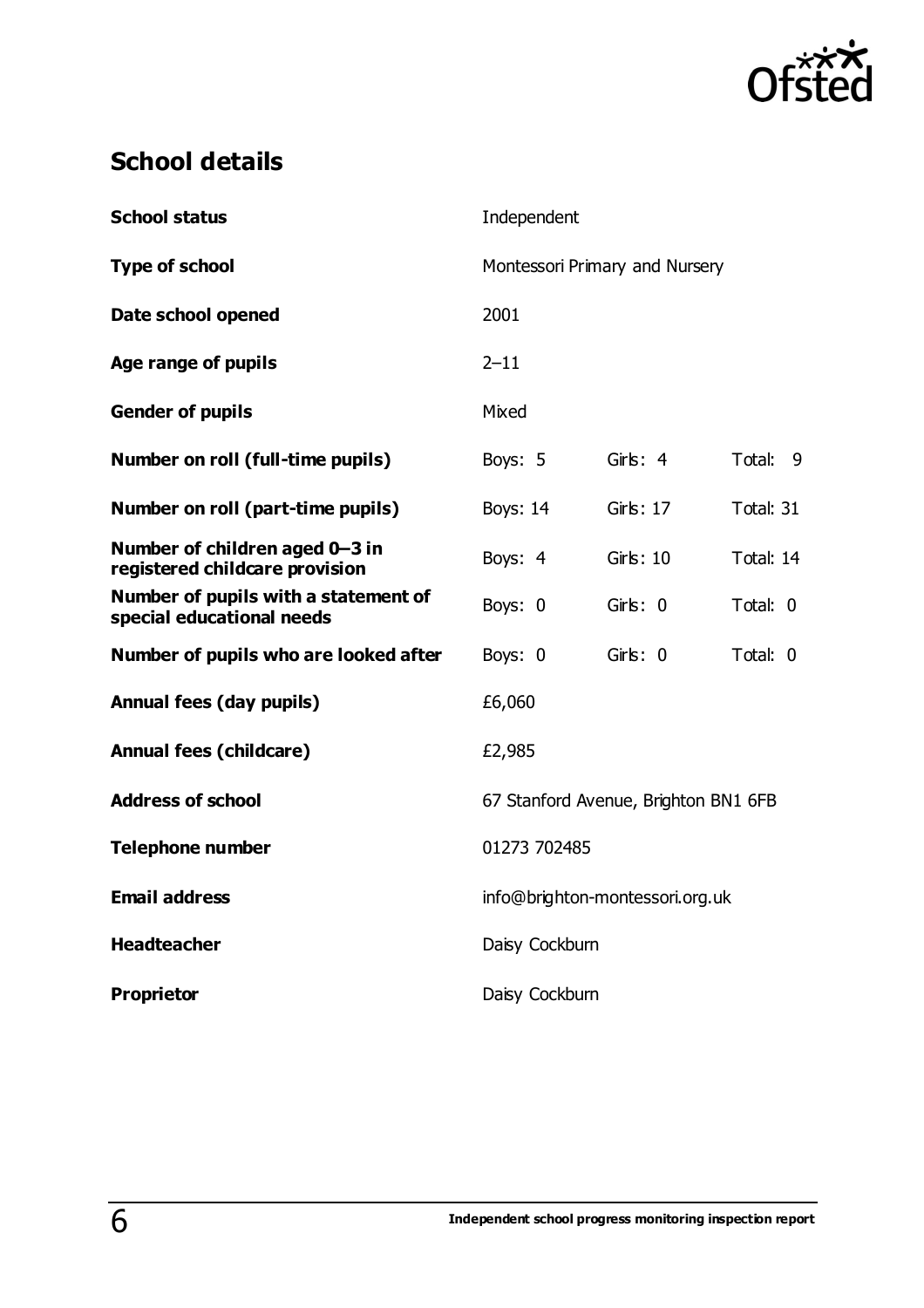## School details

| | | | |
|---|---|---|---|
| **School status** | Independent | | |
| **Type of school** | Montessori Primary and Nursery | | |
| **Date school opened** | 2001 | | |
| **Age range of pupils** | 2–11 | | |
| **Gender of pupils** | Mixed | | |
| **Number on roll (full-time pupils)** | Boys: 5 | Girls: 4 | Total: 9 |
| **Number on roll (part-time pupils)** | Boys: 14 | Girls: 17 | Total: 31 |
| **Number of children aged 0–3 in registered childcare provision** | Boys: 4 | Girls: 10 | Total: 14 |
| **Number of pupils with a statement of special educational needs** | Boys: 0 | Girls: 0 | Total: 0 |
| **Number of pupils who are looked after** | Boys: 0 | Girls: 0 | Total: 0 |
| **Annual fees (day pupils)** | £6,060 | | |
| **Annual fees (childcare)** | £2,985 | | |
| **Address of school** | 67 Stanford Avenue, Brighton BN1 6FB | | |
| **Telephone number** | 01273 702485 | | |
| **Email address** | info@brighton-montessori.org.uk | | |
| **Headteacher** | Daisy Cockburn | | |
| **Proprietor** | Daisy Cockburn | | |